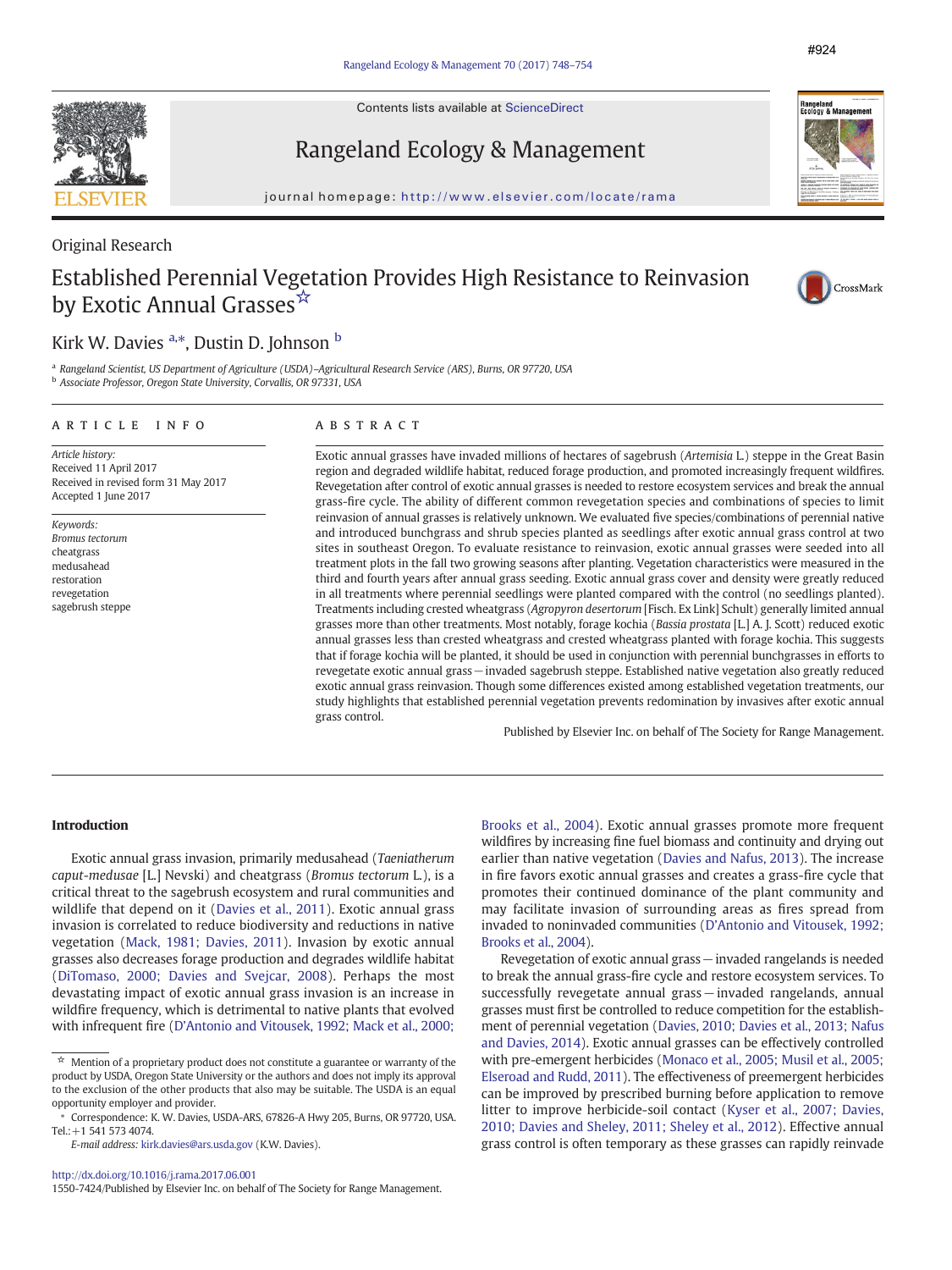Original Research

# Established Perennial Vegetation Provides High Resistance to Reinvasion by Exotic Annual Grasses☆

Kirk W. Davies [a,*], Dustin D. Johnson [b]

[a] Rangeland Scientist, US Department of Agriculture (USDA)–Agricultural Research Service (ARS), Burns, OR 97720, USA
[b] Associate Professor, Oregon State University, Corvallis, OR 97331, USA

## ARTICLE INFO

*Article history:*
Received 11 April 2017
Received in revised form 31 May 2017
Accepted 1 June 2017

*Keywords:*
*Bromus tectorum*
cheatgrass
medusahead
restoration
revegetation
sagebrush steppe

## ABSTRACT

Exotic annual grasses have invaded millions of hectares of sagebrush (*Artemisia* L.) steppe in the Great Basin region and degraded wildlife habitat, reduced forage production, and promoted increasingly frequent wildfires. Revegetation after control of exotic annual grasses is needed to restore ecosystem services and break the annual grass-fire cycle. The ability of different common revegetation species and combinations of species to limit reinvasion of annual grasses is relatively unknown. We evaluated five species/combinations of perennial native and introduced bunchgrass and shrub species planted as seedlings after exotic annual grass control at two sites in southeast Oregon. To evaluate resistance to reinvasion, exotic annual grasses were seeded into all treatment plots in the fall two growing seasons after planting. Vegetation characteristics were measured in the third and fourth years after annual grass seeding. Exotic annual grass cover and density were greatly reduced in all treatments where perennial seedlings were planted compared with the control (no seedlings planted). Treatments including crested wheatgrass (*Agropyron desertorum* [Fisch. Ex Link] Schult) generally limited annual grasses more than other treatments. Most notably, forage kochia (*Bassia prostata* [L.] A. J. Scott) reduced exotic annual grasses less than crested wheatgrass and crested wheatgrass planted with forage kochia. This suggests that if forage kochia will be planted, it should be used in conjunction with perennial bunchgrasses in efforts to revegetate exotic annual grass—invaded sagebrush steppe. Established native vegetation also greatly reduced exotic annual grass reinvasion. Though some differences existed among established vegetation treatments, our study highlights that established perennial vegetation prevents redomination by invasives after exotic annual grass control.

Published by Elsevier Inc. on behalf of The Society for Range Management.

## Introduction

Exotic annual grass invasion, primarily medusahead (*Taeniatherum caput-medusae* [L.] Nevski) and cheatgrass (*Bromus tectorum* L.), is a critical threat to the sagebrush ecosystem and rural communities and wildlife that depend on it (Davies et al., 2011). Exotic annual grass invasion is correlated to reduce biodiversity and reductions in native vegetation (Mack, 1981; Davies, 2011). Invasion by exotic annual grasses also decreases forage production and degrades wildlife habitat (DiTomaso, 2000; Davies and Svejcar, 2008). Perhaps the most devastating impact of exotic annual grass invasion is an increase in wildfire frequency, which is detrimental to native plants that evolved with infrequent fire (D'Antonio and Vitousek, 1992; Mack et al., 2000; Brooks et al., 2004). Exotic annual grasses promote more frequent wildfires by increasing fine fuel biomass and continuity and drying out earlier than native vegetation (Davies and Nafus, 2013). The increase in fire favors exotic annual grasses and creates a grass-fire cycle that promotes their continued dominance of the plant community and may facilitate invasion of surrounding areas as fires spread from invaded to noninvaded communities (D'Antonio and Vitousek, 1992; Brooks et al., 2004).

Revegetation of exotic annual grass—invaded rangelands is needed to break the annual grass-fire cycle and restore ecosystem services. To successfully revegetate annual grass—invaded rangelands, annual grasses must first be controlled to reduce competition for the establishment of perennial vegetation (Davies, 2010; Davies et al., 2013; Nafus and Davies, 2014). Exotic annual grasses can be effectively controlled with pre-emergent herbicides (Monaco et al., 2005; Musil et al., 2005; Elseroad and Rudd, 2011). The effectiveness of preemergent herbicides can be improved by prescribed burning before application to remove litter to improve herbicide-soil contact (Kyser et al., 2007; Davies, 2010; Davies and Sheley, 2011; Sheley et al., 2012). Effective annual grass control is often temporary as these grasses can rapidly reinvade

☆ Mention of a proprietary product does not constitute a guarantee or warranty of the product by USDA, Oregon State University or the authors and does not imply its approval to the exclusion of the other products that also may be suitable. The USDA is an equal opportunity employer and provider.

\* Correspondence: K. W. Davies, USDA-ARS, 67826-A Hwy 205, Burns, OR 97720, USA. Tel.: +1 541 573 4074.

*E-mail address:* kirk.davies@ars.usda.gov (K.W. Davies).

http://dx.doi.org/10.1016/j.rama.2017.06.001
1550-7424/Published by Elsevier Inc. on behalf of The Society for Range Management.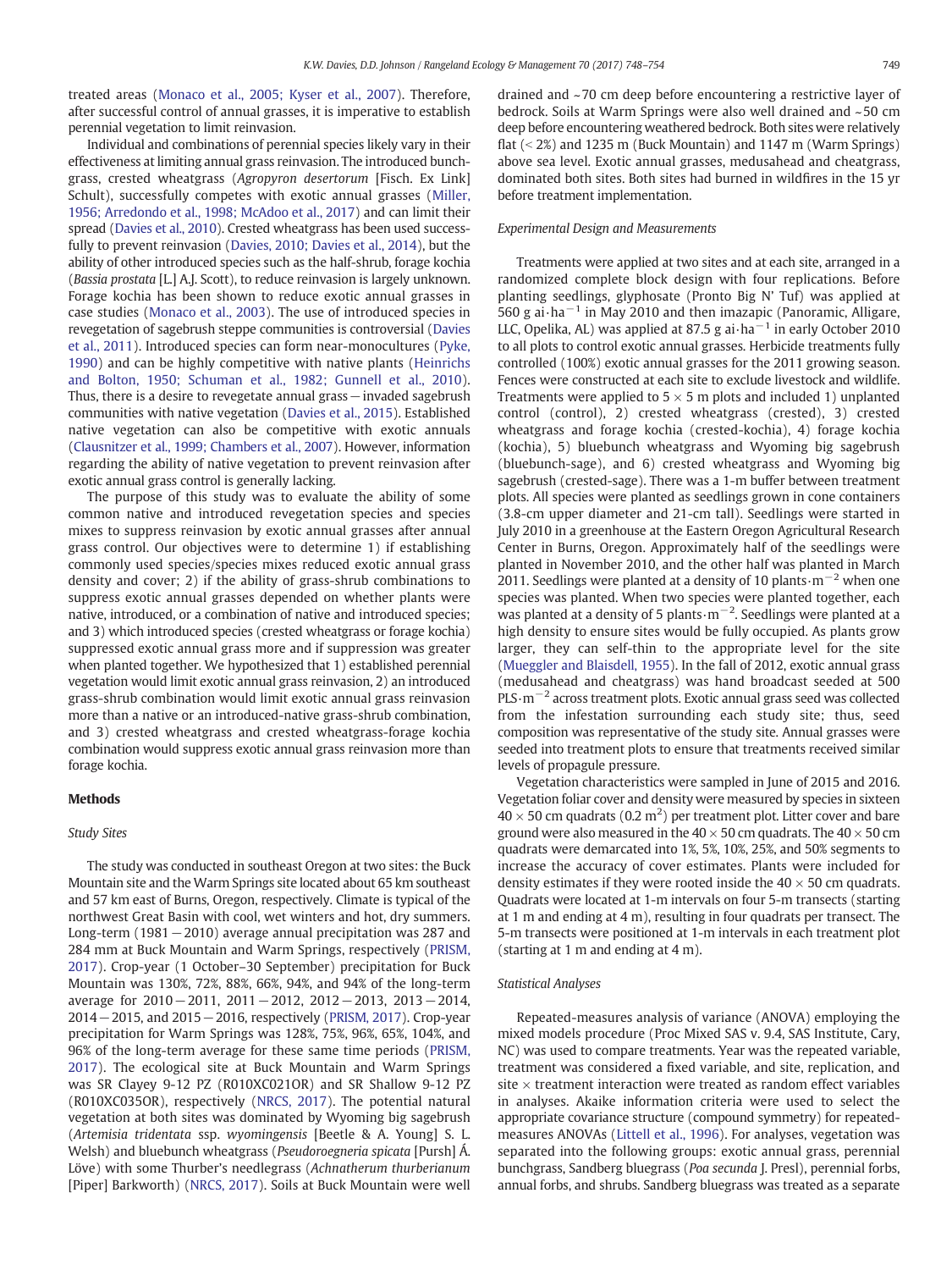treated areas (Monaco et al., 2005; Kyser et al., 2007). Therefore, after successful control of annual grasses, it is imperative to establish perennial vegetation to limit reinvasion.

Individual and combinations of perennial species likely vary in their effectiveness at limiting annual grass reinvasion. The introduced bunchgrass, crested wheatgrass (*Agropyron desertorum* [Fisch. Ex Link] Schult), successfully competes with exotic annual grasses (Miller, 1956; Arredondo et al., 1998; McAdoo et al., 2017) and can limit their spread (Davies et al., 2010). Crested wheatgrass has been used successfully to prevent reinvasion (Davies, 2010; Davies et al., 2014), but the ability of other introduced species such as the half-shrub, forage kochia (*Bassia prostata* [L.] A.J. Scott), to reduce reinvasion is largely unknown. Forage kochia has been shown to reduce exotic annual grasses in case studies (Monaco et al., 2003). The use of introduced species in revegetation of sagebrush steppe communities is controversial (Davies et al., 2011). Introduced species can form near-monocultures (Pyke, 1990) and can be highly competitive with native plants (Heinrichs and Bolton, 1950; Schuman et al., 1982; Gunnell et al., 2010). Thus, there is a desire to revegetate annual grass — invaded sagebrush communities with native vegetation (Davies et al., 2015). Established native vegetation can also be competitive with exotic annuals (Clausnitzer et al., 1999; Chambers et al., 2007). However, information regarding the ability of native vegetation to prevent reinvasion after exotic annual grass control is generally lacking.

The purpose of this study was to evaluate the ability of some common native and introduced revegetation species and species mixes to suppress reinvasion by exotic annual grasses after annual grass control. Our objectives were to determine 1) if establishing commonly used species/species mixes reduced exotic annual grass density and cover; 2) if the ability of grass-shrub combinations to suppress exotic annual grasses depended on whether plants were native, introduced, or a combination of native and introduced species; and 3) which introduced species (crested wheatgrass or forage kochia) suppressed exotic annual grass more and if suppression was greater when planted together. We hypothesized that 1) established perennial vegetation would limit exotic annual grass reinvasion, 2) an introduced grass-shrub combination would limit exotic annual grass reinvasion more than a native or an introduced-native grass-shrub combination, and 3) crested wheatgrass and crested wheatgrass-forage kochia combination would suppress exotic annual grass reinvasion more than forage kochia.

## Methods

### Study Sites

The study was conducted in southeast Oregon at two sites: the Buck Mountain site and the Warm Springs site located about 65 km southeast and 57 km east of Burns, Oregon, respectively. Climate is typical of the northwest Great Basin with cool, wet winters and hot, dry summers. Long-term (1981 − 2010) average annual precipitation was 287 and 284 mm at Buck Mountain and Warm Springs, respectively (PRISM, 2017). Crop-year (1 October–30 September) precipitation for Buck Mountain was 130%, 72%, 88%, 66%, 94%, and 94% of the long-term average for 2010 − 2011, 2011 − 2012, 2012 − 2013, 2013 − 2014, 2014 − 2015, and 2015 − 2016, respectively (PRISM, 2017). Crop-year precipitation for Warm Springs was 128%, 75%, 96%, 65%, 104%, and 96% of the long-term average for these same time periods (PRISM, 2017). The ecological site at Buck Mountain and Warm Springs was SR Clayey 9-12 PZ (R010XC021OR) and SR Shallow 9-12 PZ (R010XC035OR), respectively (NRCS, 2017). The potential natural vegetation at both sites was dominated by Wyoming big sagebrush (*Artemisia tridentata* ssp. *wyomingensis* [Beetle & A. Young] S. L. Welsh) and bluebunch wheatgrass (*Pseudoroegneria spicata* [Pursh] Á. Löve) with some Thurber's needlegrass (*Achnatherum thurberianum* [Piper] Barkworth) (NRCS, 2017). Soils at Buck Mountain were well drained and ~70 cm deep before encountering a restrictive layer of bedrock. Soils at Warm Springs were also well drained and ~50 cm deep before encountering weathered bedrock. Both sites were relatively flat (< 2%) and 1235 m (Buck Mountain) and 1147 m (Warm Springs) above sea level. Exotic annual grasses, medusahead and cheatgrass, dominated both sites. Both sites had burned in wildfires in the 15 yr before treatment implementation.

### Experimental Design and Measurements

Treatments were applied at two sites and at each site, arranged in a randomized complete block design with four replications. Before planting seedlings, glyphosate (Pronto Big N' Tuf) was applied at 560 g ai·ha$^{-1}$ in May 2010 and then imazapic (Panoramic, Alligare, LLC, Opelika, AL) was applied at 87.5 g ai·ha$^{-1}$ in early October 2010 to all plots to control exotic annual grasses. Herbicide treatments fully controlled (100%) exotic annual grasses for the 2011 growing season. Fences were constructed at each site to exclude livestock and wildlife. Treatments were applied to 5 × 5 m plots and included 1) unplanted control (control), 2) crested wheatgrass (crested), 3) crested wheatgrass and forage kochia (crested-kochia), 4) forage kochia (kochia), 5) bluebunch wheatgrass and Wyoming big sagebrush (bluebunch-sage), and 6) crested wheatgrass and Wyoming big sagebrush (crested-sage). There was a 1-m buffer between treatment plots. All species were planted as seedlings grown in cone containers (3.8-cm upper diameter and 21-cm tall). Seedlings were started in July 2010 in a greenhouse at the Eastern Oregon Agricultural Research Center in Burns, Oregon. Approximately half of the seedlings were planted in November 2010, and the other half was planted in March 2011. Seedlings were planted at a density of 10 plants·m$^{-2}$ when one species was planted. When two species were planted together, each was planted at a density of 5 plants·m$^{-2}$. Seedlings were planted at a high density to ensure sites would be fully occupied. As plants grow larger, they can self-thin to the appropriate level for the site (Mueggler and Blaisdell, 1955). In the fall of 2012, exotic annual grass (medusahead and cheatgrass) was hand broadcast seeded at 500 PLS·m$^{-2}$ across treatment plots. Exotic annual grass seed was collected from the infestation surrounding each study site; thus, seed composition was representative of the study site. Annual grasses were seeded into treatment plots to ensure that treatments received similar levels of propagule pressure.

Vegetation characteristics were sampled in June of 2015 and 2016. Vegetation foliar cover and density were measured by species in sixteen 40 × 50 cm quadrats (0.2 m$^2$) per treatment plot. Litter cover and bare ground were also measured in the 40 × 50 cm quadrats. The 40 × 50 cm quadrats were demarcated into 1%, 5%, 10%, 25%, and 50% segments to increase the accuracy of cover estimates. Plants were included for density estimates if they were rooted inside the 40 × 50 cm quadrats. Quadrats were located at 1-m intervals on four 5-m transects (starting at 1 m and ending at 4 m), resulting in four quadrats per transect. The 5-m transects were positioned at 1-m intervals in each treatment plot (starting at 1 m and ending at 4 m).

### Statistical Analyses

Repeated-measures analysis of variance (ANOVA) employing the mixed models procedure (Proc Mixed SAS v. 9.4, SAS Institute, Cary, NC) was used to compare treatments. Year was the repeated variable, treatment was considered a fixed variable, and site, replication, and site × treatment interaction were treated as random effect variables in analyses. Akaike information criteria were used to select the appropriate covariance structure (compound symmetry) for repeated-measures ANOVAs (Littell et al., 1996). For analyses, vegetation was separated into the following groups: exotic annual grass, perennial bunchgrass, Sandberg bluegrass (*Poa secunda* J. Presl), perennial forbs, annual forbs, and shrubs. Sandberg bluegrass was treated as a separate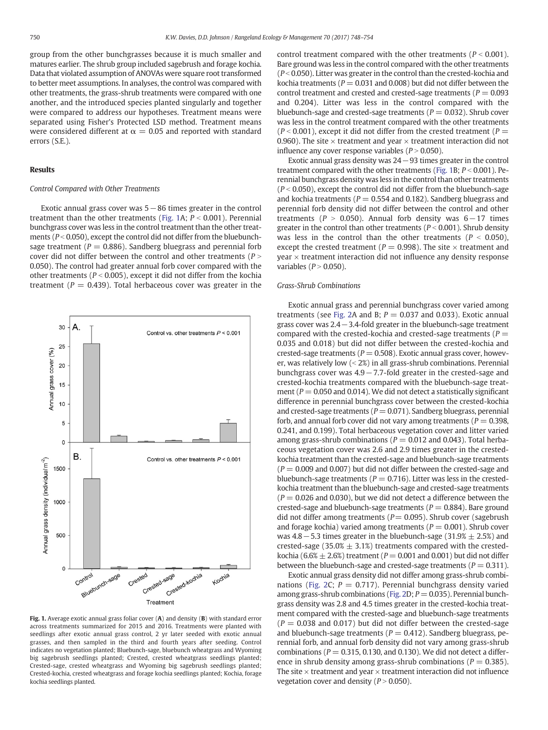group from the other bunchgrasses because it is much smaller and matures earlier. The shrub group included sagebrush and forage kochia. Data that violated assumption of ANOVAs were square root transformed to better meet assumptions. In analyses, the control was compared with other treatments, the grass-shrub treatments were compared with one another, and the introduced species planted singularly and together were compared to address our hypotheses. Treatment means were separated using Fisher's Protected LSD method. Treatment means were considered different at $\alpha = 0.05$ and reported with standard errors (S.E.).

## Results

### Control Compared with Other Treatments

Exotic annual grass cover was 5 − 86 times greater in the control treatment than the other treatments (Fig. 1A; $P < 0.001$). Perennial bunchgrass cover was less in the control treatment than the other treatments ($P < 0.050$), except the control did not differ from the bluebunch-sage treatment ($P = 0.886$). Sandberg bluegrass and perennial forb cover did not differ between the control and other treatments ($P > 0.050$). The control had greater annual forb cover compared with the other treatments ($P < 0.005$), except it did not differ from the kochia treatment ($P = 0.439$). Total herbaceous cover was greater in the control treatment compared with the other treatments ($P < 0.001$). Bare ground was less in the control compared with the other treatments ($P < 0.050$). Litter was greater in the control than the crested-kochia and kochia treatments ($P = 0.031$ and 0.008) but did not differ between the control treatment and crested and crested-sage treatments ($P = 0.093$ and 0.204). Litter was less in the control compared with the bluebunch-sage and crested-sage treatments ($P = 0.032$). Shrub cover was less in the control treatment compared with the other treatments ($P < 0.001$), except it did not differ from the crested treatment ($P = 0.960$). The site × treatment and year × treatment interaction did not influence any cover response variables ($P > 0.050$).

Exotic annual grass density was 24 − 93 times greater in the control treatment compared with the other treatments (Fig. 1B; $P < 0.001$). Perennial bunchgrass density was less in the control than other treatments ($P < 0.050$), except the control did not differ from the bluebunch-sage and kochia treatments ($P = 0.554$ and 0.182). Sandberg bluegrass and perennial forb density did not differ between the control and other treatments ($P > 0.050$). Annual forb density was 6 − 17 times greater in the control than other treatments ($P < 0.001$). Shrub density was less in the control than the other treatments ($P < 0.050$), except the crested treatment ($P = 0.998$). The site × treatment and year × treatment interaction did not influence any density response variables ($P > 0.050$).

Fig. 1. Average exotic annual grass foliar cover (**A**) and density (**B**) with standard error across treatments summarized for 2015 and 2016. Treatments were planted with seedlings after exotic annual grass control, 2 yr later seeded with exotic annual grasses, and then sampled in the third and fourth years after seeding. Control indicates no vegetation planted; Bluebunch-sage, bluebunch wheatgrass and Wyoming big sagebrush seedlings planted; Crested, crested wheatgrass seedlings planted; Crested-sage, crested wheatgrass and Wyoming big sagebrush seedlings planted; Crested-kochia, crested wheatgrass and forage kochia seedlings planted; Kochia, forage kochia seedlings planted.

### Grass-Shrub Combinations

Exotic annual grass and perennial bunchgrass cover varied among treatments (see Fig. 2A and B; $P = 0.037$ and 0.033). Exotic annual grass cover was 2.4 − 3.4-fold greater in the bluebunch-sage treatment compared with the crested-kochia and crested-sage treatments ($P = 0.035$ and 0.018) but did not differ between the crested-kochia and crested-sage treatments ($P = 0.508$). Exotic annual grass cover, however, was relatively low (< 2%) in all grass-shrub combinations. Perennial bunchgrass cover was 4.9 − 7.7-fold greater in the crested-sage and crested-kochia treatments compared with the bluebunch-sage treatment ($P = 0.050$ and 0.014). We did not detect a statistically significant difference in perennial bunchgrass cover between the crested-kochia and crested-sage treatments ($P = 0.071$). Sandberg bluegrass, perennial forb, and annual forb cover did not vary among treatments ($P = 0.398$, 0.241, and 0.199). Total herbaceous vegetation cover and litter varied among grass-shrub combinations ($P = 0.012$ and 0.043). Total herbaceous vegetation cover was 2.6 and 2.9 times greater in the crested-kochia treatment than the crested-sage and bluebunch-sage treatments ($P = 0.009$ and 0.007) but did not differ between the crested-sage and bluebunch-sage treatments ($P = 0.716$). Litter was less in the crested-kochia treatment than the bluebunch-sage and crested-sage treatments ($P = 0.026$ and 0.030), but we did not detect a difference between the crested-sage and bluebunch-sage treatments ($P = 0.884$). Bare ground did not differ among treatments ($P = 0.095$). Shrub cover (sagebrush and forage kochia) varied among treatments ($P = 0.001$). Shrub cover was 4.8 − 5.3 times greater in the bluebunch-sage (31.9% ± 2.5%) and crested-sage (35.0% ± 3.1%) treatments compared with the crested-kochia (6.6% ± 2.6%) treatment ($P = 0.001$ and 0.001) but did not differ between the bluebunch-sage and crested-sage treatments ($P = 0.311$).

Exotic annual grass density did not differ among grass-shrub combinations (Fig. 2C; $P = 0.717$). Perennial bunchgrass density varied among grass-shrub combinations (Fig. 2D; $P = 0.035$). Perennial bunchgrass density was 2.8 and 4.5 times greater in the crested-kochia treatment compared with the crested-sage and bluebunch-sage treatments ($P = 0.038$ and 0.017) but did not differ between the crested-sage and bluebunch-sage treatments ($P = 0.412$). Sandberg bluegrass, perennial forb, and annual forb density did not vary among grass-shrub combinations ($P = 0.315$, 0.130, and 0.130). We did not detect a difference in shrub density among grass-shrub combinations ($P = 0.385$). The site × treatment and year × treatment interaction did not influence vegetation cover and density ($P > 0.050$).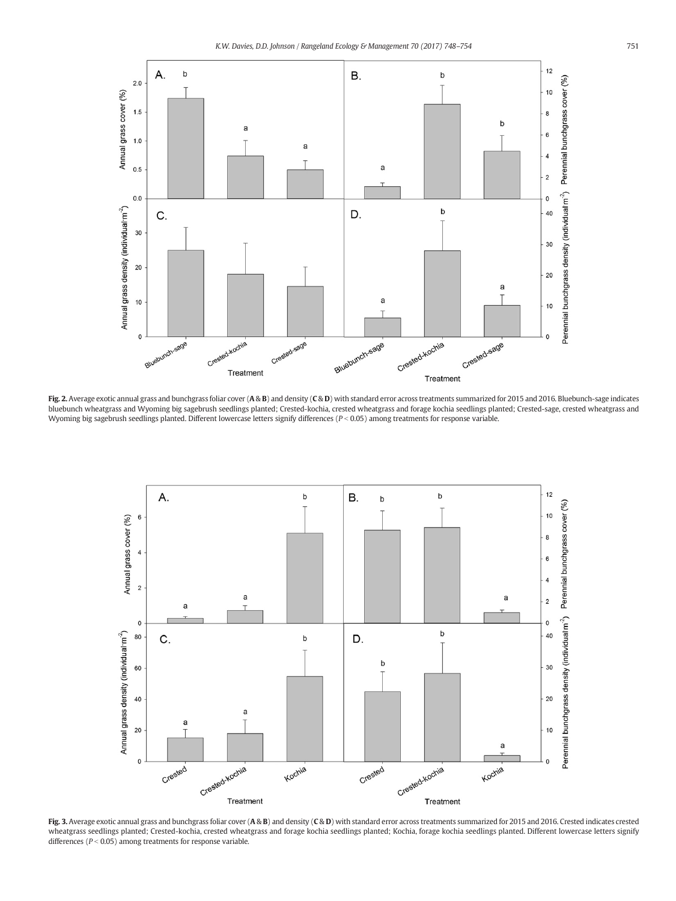**Fig. 2.** Average exotic annual grass and bunchgrass foliar cover (**A** & **B**) and density (**C** & **D**) with standard error across treatments summarized for 2015 and 2016. Bluebunch-sage indicates bluebunch wheatgrass and Wyoming big sagebrush seedlings planted; Crested-kochia, crested wheatgrass and forage kochia seedlings planted; Crested-sage, crested wheatgrass and Wyoming big sagebrush seedlings planted. Different lowercase letters signify differences ($P < 0.05$) among treatments for response variable.

**Fig. 3.** Average exotic annual grass and bunchgrass foliar cover (**A** & **B**) and density (**C** & **D**) with standard error across treatments summarized for 2015 and 2016. Crested indicates crested wheatgrass seedlings planted; Crested-kochia, crested wheatgrass and forage kochia seedlings planted; Kochia, forage kochia seedlings planted. Different lowercase letters signify differences ($P < 0.05$) among treatments for response variable.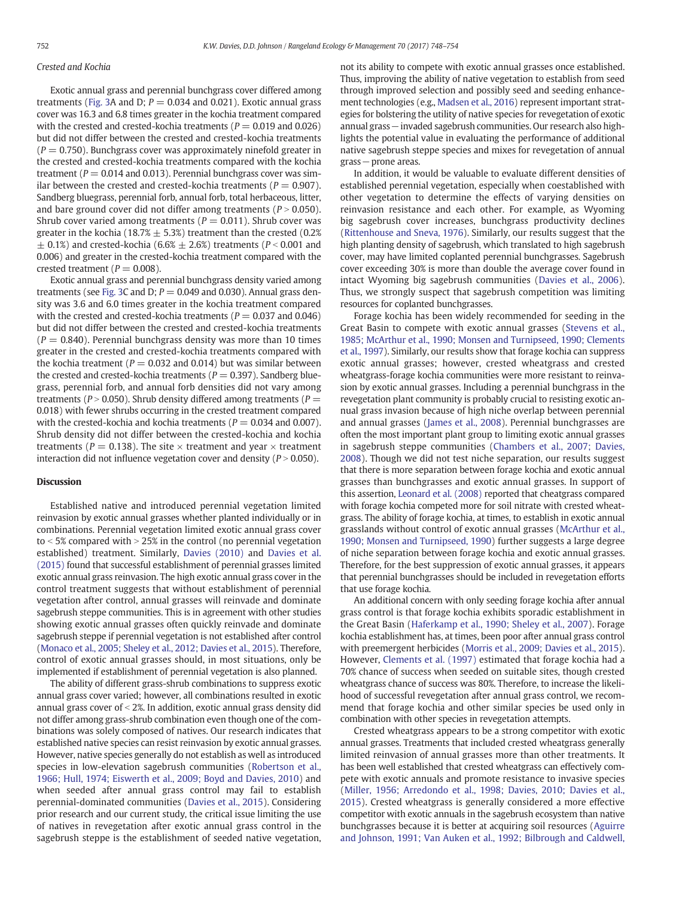### Crested and Kochia

Exotic annual grass and perennial bunchgrass cover differed among treatments (Fig. 3A and D; $P = 0.034$ and 0.021). Exotic annual grass cover was 16.3 and 6.8 times greater in the kochia treatment compared with the crested and crested-kochia treatments ($P = 0.019$ and 0.026) but did not differ between the crested and crested-kochia treatments ($P = 0.750$). Bunchgrass cover was approximately ninefold greater in the crested and crested-kochia treatments compared with the kochia treatment ($P = 0.014$ and 0.013). Perennial bunchgrass cover was similar between the crested and crested-kochia treatments ($P = 0.907$). Sandberg bluegrass, perennial forb, annual forb, total herbaceous, litter, and bare ground cover did not differ among treatments ($P > 0.050$). Shrub cover varied among treatments ($P = 0.011$). Shrub cover was greater in the kochia ($18.7\% \pm 5.3\%$) treatment than the crested ($0.2\% \pm 0.1\%$) and crested-kochia ($6.6\% \pm 2.6\%$) treatments ($P < 0.001$ and 0.006) and greater in the crested-kochia treatment compared with the crested treatment ($P = 0.008$).

Exotic annual grass and perennial bunchgrass density varied among treatments (see Fig. 3C and D; $P = 0.049$ and 0.030). Annual grass density was 3.6 and 6.0 times greater in the kochia treatment compared with the crested and crested-kochia treatments ($P = 0.037$ and 0.046) but did not differ between the crested and crested-kochia treatments ($P = 0.840$). Perennial bunchgrass density was more than 10 times greater in the crested and crested-kochia treatments compared with the kochia treatment ($P = 0.032$ and 0.014) but was similar between the crested and crested-kochia treatments ($P = 0.397$). Sandberg bluegrass, perennial forb, and annual forb densities did not vary among treatments ($P > 0.050$). Shrub density differed among treatments ($P = 0.018$) with fewer shrubs occurring in the crested treatment compared with the crested-kochia and kochia treatments ($P = 0.034$ and 0.007). Shrub density did not differ between the crested-kochia and kochia treatments ($P = 0.138$). The site × treatment and year × treatment interaction did not influence vegetation cover and density ($P > 0.050$).

## Discussion

Established native and introduced perennial vegetation limited reinvasion by exotic annual grasses whether planted individually or in combinations. Perennial vegetation limited exotic annual grass cover to < 5% compared with > 25% in the control (no perennial vegetation established) treatment. Similarly, Davies (2010) and Davies et al. (2015) found that successful establishment of perennial grasses limited exotic annual grass reinvasion. The high exotic annual grass cover in the control treatment suggests that without establishment of perennial vegetation after control, annual grasses will reinvade and dominate sagebrush steppe communities. This is in agreement with other studies showing exotic annual grasses often quickly reinvade and dominate sagebrush steppe if perennial vegetation is not established after control (Monaco et al., 2005; Sheley et al., 2012; Davies et al., 2015). Therefore, control of exotic annual grasses should, in most situations, only be implemented if establishment of perennial vegetation is also planned.

The ability of different grass-shrub combinations to suppress exotic annual grass cover varied; however, all combinations resulted in exotic annual grass cover of < 2%. In addition, exotic annual grass density did not differ among grass-shrub combination even though one of the combinations was solely composed of natives. Our research indicates that established native species can resist reinvasion by exotic annual grasses. However, native species generally do not establish as well as introduced species in low-elevation sagebrush communities (Robertson et al., 1966; Hull, 1974; Eiswerth et al., 2009; Boyd and Davies, 2010) and when seeded after annual grass control may fail to establish perennial-dominated communities (Davies et al., 2015). Considering prior research and our current study, the critical issue limiting the use of natives in revegetation after exotic annual grass control in the sagebrush steppe is the establishment of seeded native vegetation, not its ability to compete with exotic annual grasses once established. Thus, improving the ability of native vegetation to establish from seed through improved selection and possibly seed and seeding enhancement technologies (e.g., Madsen et al., 2016) represent important strategies for bolstering the utility of native species for revegetation of exotic annual grass—invaded sagebrush communities. Our research also highlights the potential value in evaluating the performance of additional native sagebrush steppe species and mixes for revegetation of annual grass—prone areas.

In addition, it would be valuable to evaluate different densities of established perennial vegetation, especially when coestablished with other vegetation to determine the effects of varying densities on reinvasion resistance and each other. For example, as Wyoming big sagebrush cover increases, bunchgrass productivity declines (Rittenhouse and Sneva, 1976). Similarly, our results suggest that the high planting density of sagebrush, which translated to high sagebrush cover, may have limited coplanted perennial bunchgrasses. Sagebrush cover exceeding 30% is more than double the average cover found in intact Wyoming big sagebrush communities (Davies et al., 2006). Thus, we strongly suspect that sagebrush competition was limiting resources for coplanted bunchgrasses.

Forage kochia has been widely recommended for seeding in the Great Basin to compete with exotic annual grasses (Stevens et al., 1985; McArthur et al., 1990; Monsen and Turnipseed, 1990; Clements et al., 1997). Similarly, our results show that forage kochia can suppress exotic annual grasses; however, crested wheatgrass and crested wheatgrass-forage kochia communities were more resistant to reinvasion by exotic annual grasses. Including a perennial bunchgrass in the revegetation plant community is probably crucial to resisting exotic annual grass invasion because of high niche overlap between perennial and annual grasses (James et al., 2008). Perennial bunchgrasses are often the most important plant group to limiting exotic annual grasses in sagebrush steppe communities (Chambers et al., 2007; Davies, 2008). Though we did not test niche separation, our results suggest that there is more separation between forage kochia and exotic annual grasses than bunchgrasses and exotic annual grasses. In support of this assertion, Leonard et al. (2008) reported that cheatgrass compared with forage kochia competed more for soil nitrate with crested wheatgrass. The ability of forage kochia, at times, to establish in exotic annual grasslands without control of exotic annual grasses (McArthur et al., 1990; Monsen and Turnipseed, 1990) further suggests a large degree of niche separation between forage kochia and exotic annual grasses. Therefore, for the best suppression of exotic annual grasses, it appears that perennial bunchgrasses should be included in revegetation efforts that use forage kochia.

An additional concern with only seeding forage kochia after annual grass control is that forage kochia exhibits sporadic establishment in the Great Basin (Haferkamp et al., 1990; Sheley et al., 2007). Forage kochia establishment has, at times, been poor after annual grass control with preemergent herbicides (Morris et al., 2009; Davies et al., 2015). However, Clements et al. (1997) estimated that forage kochia had a 70% chance of success when seeded on suitable sites, though crested wheatgrass chance of success was 80%. Therefore, to increase the likelihood of successful revegetation after annual grass control, we recommend that forage kochia and other similar species be used only in combination with other species in revegetation attempts.

Crested wheatgrass appears to be a strong competitor with exotic annual grasses. Treatments that included crested wheatgrass generally limited reinvasion of annual grasses more than other treatments. It has been well established that crested wheatgrass can effectively compete with exotic annuals and promote resistance to invasive species (Miller, 1956; Arredondo et al., 1998; Davies, 2010; Davies et al., 2015). Crested wheatgrass is generally considered a more effective competitor with exotic annuals in the sagebrush ecosystem than native bunchgrasses because it is better at acquiring soil resources (Aguirre and Johnson, 1991; Van Auken et al., 1992; Bilbrough and Caldwell,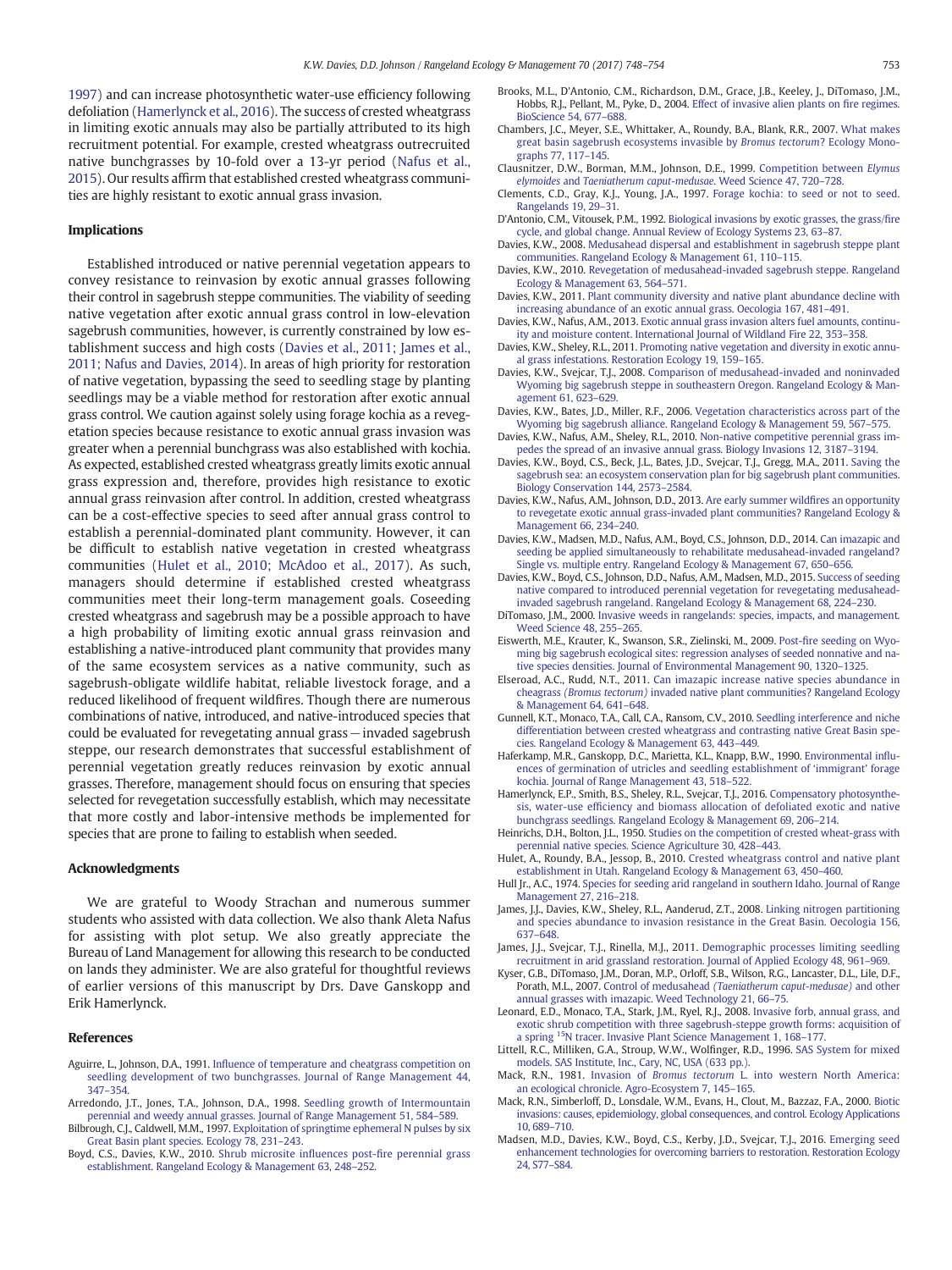1997) and can increase photosynthetic water-use efficiency following defoliation (Hamerlynck et al., 2016). The success of crested wheatgrass in limiting exotic annuals may also be partially attributed to its high recruitment potential. For example, crested wheatgrass outrecruited native bunchgrasses by 10-fold over a 13-yr period (Nafus et al., 2015). Our results affirm that established crested wheatgrass communities are highly resistant to exotic annual grass invasion.

## Implications

Established introduced or native perennial vegetation appears to convey resistance to reinvasion by exotic annual grasses following their control in sagebrush steppe communities. The viability of seeding native vegetation after exotic annual grass control in low-elevation sagebrush communities, however, is currently constrained by low establishment success and high costs (Davies et al., 2011; James et al., 2011; Nafus and Davies, 2014). In areas of high priority for restoration of native vegetation, bypassing the seed to seedling stage by planting seedlings may be a viable method for restoration after exotic annual grass control. We caution against solely using forage kochia as a revegetation species because resistance to exotic annual grass invasion was greater when a perennial bunchgrass was also established with kochia. As expected, established crested wheatgrass greatly limits exotic annual grass expression and, therefore, provides high resistance to exotic annual grass reinvasion after control. In addition, crested wheatgrass can be a cost-effective species to seed after annual grass control to establish a perennial-dominated plant community. However, it can be difficult to establish native vegetation in crested wheatgrass communities (Hulet et al., 2010; McAdoo et al., 2017). As such, managers should determine if established crested wheatgrass communities meet their long-term management goals. Coseeding crested wheatgrass and sagebrush may be a possible approach to have a high probability of limiting exotic annual grass reinvasion and establishing a native-introduced plant community that provides many of the same ecosystem services as a native community, such as sagebrush-obligate wildlife habitat, reliable livestock forage, and a reduced likelihood of frequent wildfires. Though there are numerous combinations of native, introduced, and native-introduced species that could be evaluated for revegetating annual grass—invaded sagebrush steppe, our research demonstrates that successful establishment of perennial vegetation greatly reduces reinvasion by exotic annual grasses. Therefore, management should focus on ensuring that species selected for revegetation successfully establish, which may necessitate that more costly and labor-intensive methods be implemented for species that are prone to failing to establish when seeded.

## Acknowledgments

We are grateful to Woody Strachan and numerous summer students who assisted with data collection. We also thank Aleta Nafus for assisting with plot setup. We also greatly appreciate the Bureau of Land Management for allowing this research to be conducted on lands they administer. We are also grateful for thoughtful reviews of earlier versions of this manuscript by Drs. Dave Ganskopp and Erik Hamerlynck.

## References

Aguirre, L., Johnson, D.A., 1991. Influence of temperature and cheatgrass competition on seedling development of two bunchgrasses. Journal of Range Management 44, 347–354.

Arredondo, J.T., Jones, T.A., Johnson, D.A., 1998. Seedling growth of Intermountain perennial and weedy annual grasses. Journal of Range Management 51, 584–589.

Bilbrough, C.J., Caldwell, M.M., 1997. Exploitation of springtime ephemeral N pulses by six Great Basin plant species. Ecology 78, 231–243.

Boyd, C.S., Davies, K.W., 2010. Shrub microsite influences post-fire perennial grass establishment. Rangeland Ecology & Management 63, 248–252.

Brooks, M.L., D'Antonio, C.M., Richardson, D.M., Grace, J.B., Keeley, J., DiTomaso, J.M., Hobbs, R.J., Pellant, M., Pyke, D., 2004. Effect of invasive alien plants on fire regimes. BioScience 54, 677–688.

Chambers, J.C., Meyer, S.E., Whittaker, A., Roundy, B.A., Blank, R.R., 2007. What makes great basin sagebrush ecosystems invasible by *Bromus tectorum*? Ecology Monographs 77, 117–145.

Clausnitzer, D.W., Borman, M.M., Johnson, D.E., 1999. Competition between *Elymus elymoides* and *Taeniatherum caput-medusae*. Weed Science 47, 720–728.

Clements, C.D., Gray, K.J., Young, J.A., 1997. Forage kochia: to seed or not to seed. Rangelands 19, 29–31.

D'Antonio, C.M., Vitousek, P.M., 1992. Biological invasions by exotic grasses, the grass/fire cycle, and global change. Annual Review of Ecology Systems 23, 63–87.

Davies, K.W., 2008. Medusahead dispersal and establishment in sagebrush steppe plant communities. Rangeland Ecology & Management 61, 110–115.

Davies, K.W., 2010. Revegetation of medusahead-invaded sagebrush steppe. Rangeland Ecology & Management 63, 564–571.

Davies, K.W., 2011. Plant community diversity and native plant abundance decline with increasing abundance of an exotic annual grass. Oecologia 167, 481–491.

Davies, K.W., Nafus, A.M., 2013. Exotic annual grass invasion alters fuel amounts, continuity and moisture content. International Journal of Wildland Fire 22, 353–358.

Davies, K.W., Sheley, R.L., 2011. Promoting native vegetation and diversity in exotic annual grass infestations. Restoration Ecology 19, 159–165.

Davies, K.W., Svejcar, T.J., 2008. Comparison of medusahead-invaded and noninvaded Wyoming big sagebrush steppe in southeastern Oregon. Rangeland Ecology & Management 61, 623–629.

Davies, K.W., Bates, J.D., Miller, R.F., 2006. Vegetation characteristics across part of the Wyoming big sagebrush alliance. Rangeland Ecology & Management 59, 567–575.

Davies, K.W., Nafus, A.M., Sheley, R.L., 2010. Non-native competitive perennial grass impedes the spread of an invasive annual grass. Biology Invasions 12, 3187–3194.

Davies, K.W., Boyd, C.S., Beck, J.L., Bates, J.D., Svejcar, T.J., Gregg, M.A., 2011. Saving the sagebrush sea: an ecosystem conservation plan for big sagebrush plant communities. Biology Conservation 144, 2573–2584.

Davies, K.W., Nafus, A.M., Johnson, D.D., 2013. Are early summer wildfires an opportunity to revegetate exotic annual grass-invaded plant communities? Rangeland Ecology & Management 66, 234–240.

Davies, K.W., Madsen, M.D., Nafus, A.M., Boyd, C.S., Johnson, D.D., 2014. Can imazapic and seeding be applied simultaneously to rehabilitate medusahead-invaded rangeland? Single vs. multiple entry. Rangeland Ecology & Management 67, 650–656.

Davies, K.W., Boyd, C.S., Johnson, D.D., Nafus, A.M., Madsen, M.D., 2015. Success of seeding native compared to introduced perennial vegetation for revegetating medusahead-invaded sagebrush rangeland. Rangeland Ecology & Management 68, 224–230.

DiTomaso, J.M., 2000. Invasive weeds in rangelands: species, impacts, and management. Weed Science 48, 255–265.

Eiswerth, M.E., Krauter, K., Swanson, S.R., Zielinski, M., 2009. Post-fire seeding on Wyoming big sagebrush ecological sites: regression analyses of seeded nonnative and native species densities. Journal of Environmental Management 90, 1320–1325.

Elseroad, A.C., Rudd, N.T., 2011. Can imazapic increase native species abundance in cheagrass *(Bromus tectorum)* invaded native plant communities? Rangeland Ecology & Management 64, 641–648.

Gunnell, K.T., Monaco, T.A., Call, C.A., Ransom, C.V., 2010. Seedling interference and niche differentiation between crested wheatgrass and contrasting native Great Basin species. Rangeland Ecology & Management 63, 443–449.

Haferkamp, M.R., Ganskopp, D.C., Marietta, K.L., Knapp, B.W., 1990. Environmental influences of germination of utricles and seedling establishment of 'immigrant' forage kochia. Journal of Range Management 43, 518–522.

Hamerlynck, E.P., Smith, B.S., Sheley, R.L., Svejcar, T.J., 2016. Compensatory photosynthesis, water-use efficiency and biomass allocation of defoliated exotic and native bunchgrass seedlings. Rangeland Ecology & Management 69, 206–214.

Heinrichs, D.H., Bolton, J.L., 1950. Studies on the competition of crested wheat-grass with perennial native species. Science Agriculture 30, 428–443.

Hulet, A., Roundy, B.A., Jessop, B., 2010. Crested wheatgrass control and native plant establishment in Utah. Rangeland Ecology & Management 63, 450–460.

Hull Jr., A.C., 1974. Species for seeding arid rangeland in southern Idaho. Journal of Range Management 27, 216–218.

James, J.J., Davies, K.W., Sheley, R.L., Aanderud, Z.T., 2008. Linking nitrogen partitioning and species abundance to invasion resistance in the Great Basin. Oecologia 156, 637–648.

James, J.J., Svejcar, T.J., Rinella, M.J., 2011. Demographic processes limiting seedling recruitment in arid grassland restoration. Journal of Applied Ecology 48, 961–969.

Kyser, G.B., DiTomaso, J.M., Doran, M.P., Orloff, S.B., Wilson, R.G., Lancaster, D.L., Lile, D.F., Porath, M.L., 2007. Control of medusahead *(Taeniatherum caput-medusae)* and other annual grasses with imazapic. Weed Technology 21, 66–75.

Leonard, E.D., Monaco, T.A., Stark, J.M., Ryel, R.J., 2008. Invasive forb, annual grass, and exotic shrub competition with three sagebrush-steppe growth forms: acquisition of a spring $^{15}$N tracer. Invasive Plant Science Management 1, 168–177.

Littell, R.C., Milliken, G.A., Stroup, W.W., Wolfinger, R.D., 1996. SAS System for mixed models. SAS Institute, Inc., Cary, NC, USA (633 pp.).

Mack, R.N., 1981. Invasion of *Bromus tectorum* L. into western North America: an ecological chronicle. Agro-Ecosystem 7, 145–165.

Mack, R.N., Simberloff, D., Lonsdale, W.M., Evans, H., Clout, M., Bazzaz, F.A., 2000. Biotic invasions: causes, epidemiology, global consequences, and control. Ecology Applications 10, 689–710.

Madsen, M.D., Davies, K.W., Boyd, C.S., Kerby, J.D., Svejcar, T.J., 2016. Emerging seed enhancement technologies for overcoming barriers to restoration. Restoration Ecology 24, S77–S84.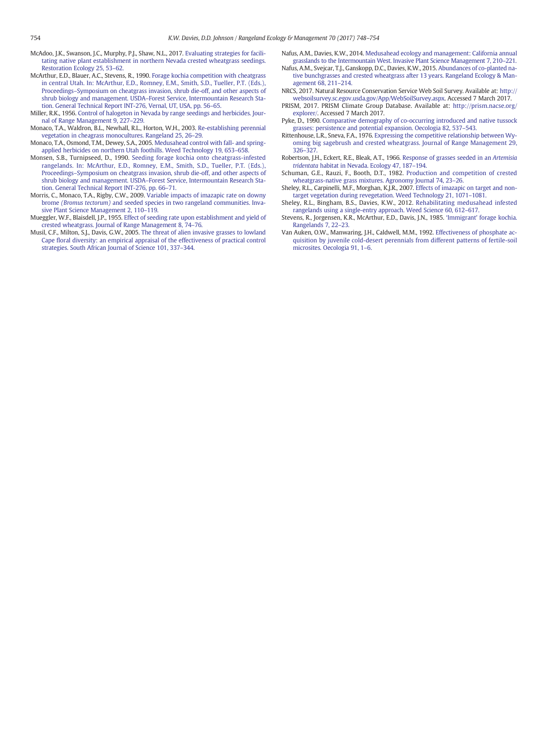McAdoo, J.K., Swanson, J.C., Murphy, P.J., Shaw, N.L., 2017. Evaluating strategies for facilitating native plant establishment in northern Nevada crested wheatgrass seedings. Restoration Ecology 25, 53–62.

McArthur, E.D., Blauer, A.C., Stevens, R., 1990. Forage kochia competition with cheatgrass in central Utah. In: McArthur, E.D., Romney, E.M., Smith, S.D., Tueller, P.T. (Eds.), Proceedings–Symposium on cheatgrass invasion, shrub die-off, and other aspects of shrub biology and management. USDA–Forest Service, Intermountain Research Station. General Technical Report INT-276, Vernal, UT, USA, pp. 56–65.

Miller, R.K., 1956. Control of halogeton in Nevada by range seedings and herbicides. Journal of Range Management 9, 227–229.

Monaco, T.A., Waldron, B.L., Newhall, R.L., Horton, W.H., 2003. Re-establishing perennial vegetation in cheagrass monocultures. Rangeland 25, 26–29.

Monaco, T.A., Osmond, T.M., Dewey, S.A., 2005. Medusahead control with fall- and spring-applied herbicides on northern Utah foothills. Weed Technology 19, 653–658.

Monsen, S.B., Turnipseed, D., 1990. Seeding forage kochia onto cheatgrass-infested rangelands. In: McArthur, E.D., Romney, E.M., Smith, S.D., Tueller, P.T. (Eds.), Proceedings–Symposium on cheatgrass invasion, shrub die-off, and other aspects of shrub biology and management. USDA–Forest Service, Intermountain Research Station. General Technical Report INT-276, pp. 66–71.

Morris, C., Monaco, T.A., Rigby, C.W., 2009. Variable impacts of imazapic rate on downy brome *(Bromus tectorum)* and seeded species in two rangeland communities. Invasive Plant Science Management 2, 110–119.

Mueggler, W.F., Blaisdell, J.P., 1955. Effect of seeding rate upon establishment and yield of crested wheatgrass. Journal of Range Management 8, 74–76.

Musil, C.F., Milton, S.J., Davis, G.W., 2005. The threat of alien invasive grasses to lowland Cape floral diversity: an empirical appraisal of the effectiveness of practical control strategies. South African Journal of Science 101, 337–344.

Nafus, A.M., Davies, K.W., 2014. Medusahead ecology and management: California annual grasslands to the Intermountain West. Invasive Plant Science Management 7, 210–221.

Nafus, A.M., Svejcar, T.J., Ganskopp, D.C., Davies, K.W., 2015. Abundances of co-planted native bunchgrasses and crested wheatgrass after 13 years. Rangeland Ecology & Management 68, 211–214.

NRCS, 2017. Natural Resource Conservation Service Web Soil Survey. Available at: http://websoilsurvey.sc.egov.usda.gov/App/WebSoilSurvey.aspx. Accessed 7 March 2017.

PRISM, 2017. PRISM Climate Group Database. Available at: http://prism.nacse.org/explorer/. Accessed 7 March 2017.

Pyke, D., 1990. Comparative demography of co-occurring introduced and native tussock grasses: persistence and potential expansion. Oecologia 82, 537–543.

Rittenhouse, L.R., Sneva, F.A., 1976. Expressing the competitive relationship between Wyoming big sagebrush and crested wheatgrass. Journal of Range Management 29, 326–327.

Robertson, J.H., Eckert, R.E., Bleak, A.T., 1966. Response of grasses seeded in an *Artemisia tridentata* habitat in Nevada. Ecology 47, 187–194.

Schuman, G.E., Rauzi, F., Booth, D.T., 1982. Production and competition of crested wheatgrass-native grass mixtures. Agronomy Journal 74, 23–26.

Sheley, R.L., Carpinelli, M.F., Morghan, K.J.R., 2007. Effects of imazapic on target and non-target vegetation during revegetation. Weed Technology 21, 1071–1081.

Sheley, R.L., Bingham, B.S., Davies, K.W., 2012. Rehabilitating medusahead infested rangelands using a single-entry approach. Weed Science 60, 612–617.

Stevens, R., Jorgensen, K.R., McArthur, E.D., Davis, J.N., 1985. 'Immigrant' forage kochia. Rangelands 7, 22–23.

Van Auken, O.W., Manwaring, J.H., Caldwell, M.M., 1992. Effectiveness of phosphate acquisition by juvenile cold-desert perennials from different patterns of fertile-soil microsites. Oecologia 91, 1–6.